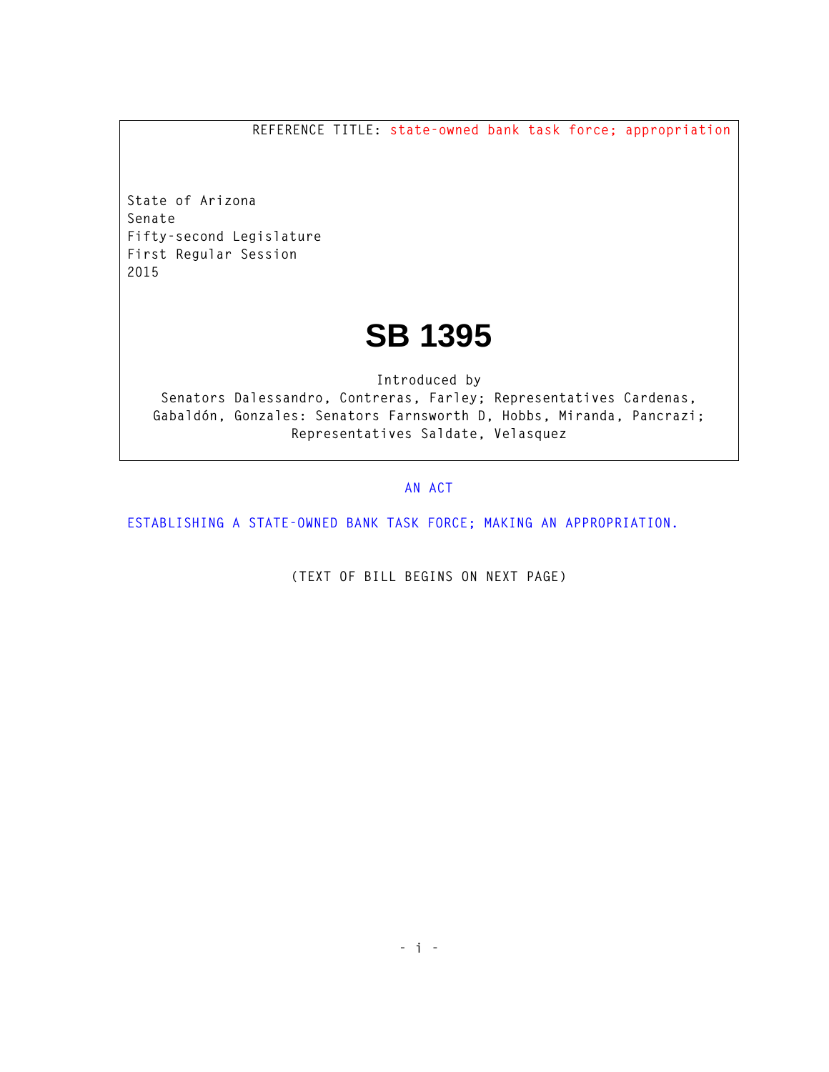REFERENCE TITLE: state-owned bank task force; appropriation

State of Arizona
Senate
Fifty-second Legislature
First Regular Session
2015

# SB 1395

Introduced by
Senators Dalessandro, Contreras, Farley; Representatives Cardenas, Gabaldón, Gonzales: Senators Farnsworth D, Hobbs, Miranda, Pancrazi; Representatives Saldate, Velasquez

AN ACT

ESTABLISHING A STATE-OWNED BANK TASK FORCE; MAKING AN APPROPRIATION.

(TEXT OF BILL BEGINS ON NEXT PAGE)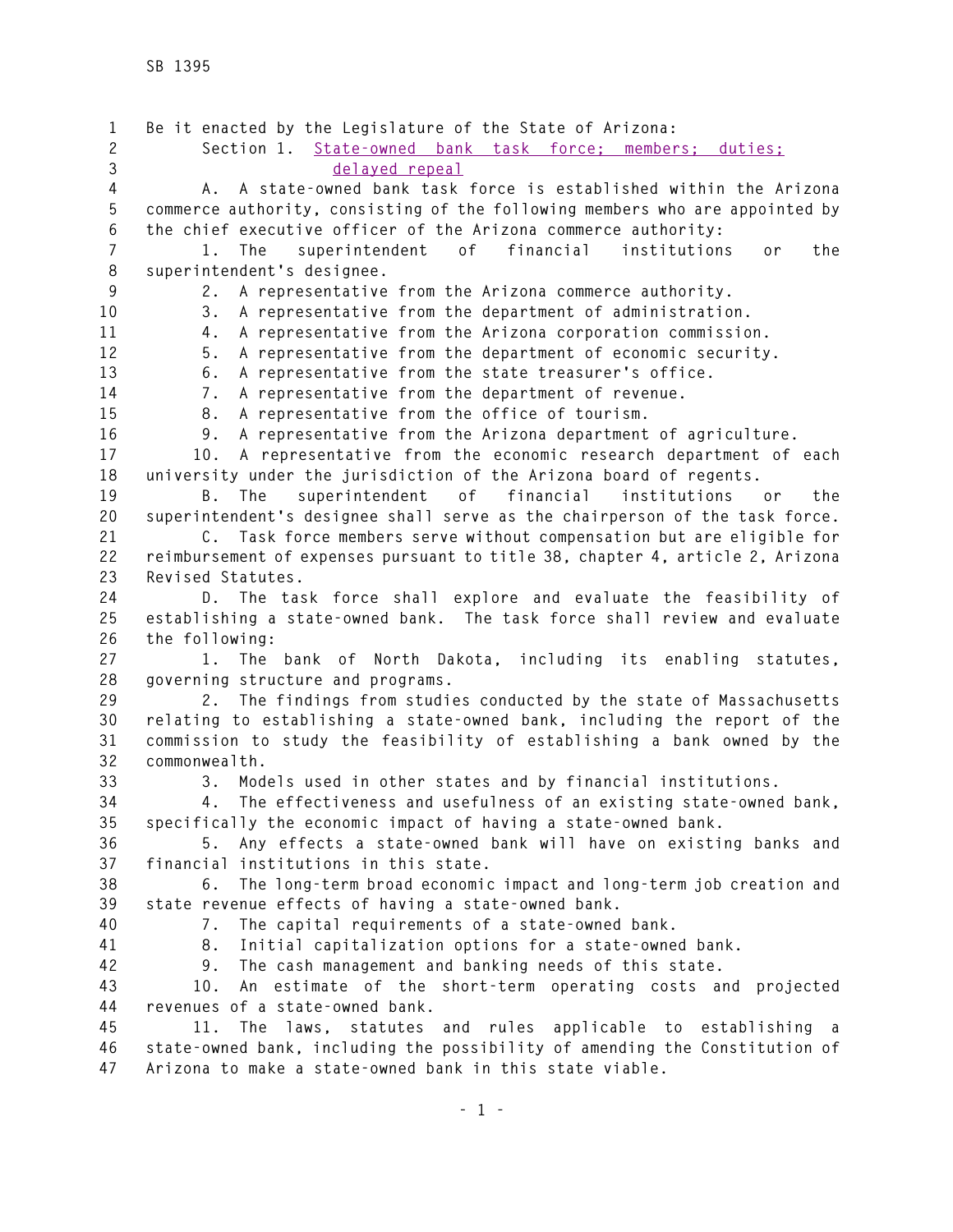Be it enacted by the Legislature of the State of Arizona:

Section 1. State-owned bank task force; members; duties; delayed repeal

A. A state-owned bank task force is established within the Arizona commerce authority, consisting of the following members who are appointed by the chief executive officer of the Arizona commerce authority:

1. The superintendent of financial institutions or the superintendent's designee.
2. A representative from the Arizona commerce authority.
3. A representative from the department of administration.
4. A representative from the Arizona corporation commission.
5. A representative from the department of economic security.
6. A representative from the state treasurer's office.
7. A representative from the department of revenue.
8. A representative from the office of tourism.
9. A representative from the Arizona department of agriculture.
10. A representative from the economic research department of each university under the jurisdiction of the Arizona board of regents.

B. The superintendent of financial institutions or the superintendent's designee shall serve as the chairperson of the task force.

C. Task force members serve without compensation but are eligible for reimbursement of expenses pursuant to title 38, chapter 4, article 2, Arizona Revised Statutes.

D. The task force shall explore and evaluate the feasibility of establishing a state-owned bank. The task force shall review and evaluate the following:

1. The bank of North Dakota, including its enabling statutes, governing structure and programs.
2. The findings from studies conducted by the state of Massachusetts relating to establishing a state-owned bank, including the report of the commission to study the feasibility of establishing a bank owned by the commonwealth.
3. Models used in other states and by financial institutions.
4. The effectiveness and usefulness of an existing state-owned bank, specifically the economic impact of having a state-owned bank.
5. Any effects a state-owned bank will have on existing banks and financial institutions in this state.
6. The long-term broad economic impact and long-term job creation and state revenue effects of having a state-owned bank.
7. The capital requirements of a state-owned bank.
8. Initial capitalization options for a state-owned bank.
9. The cash management and banking needs of this state.
10. An estimate of the short-term operating costs and projected revenues of a state-owned bank.
11. The laws, statutes and rules applicable to establishing a state-owned bank, including the possibility of amending the Constitution of Arizona to make a state-owned bank in this state viable.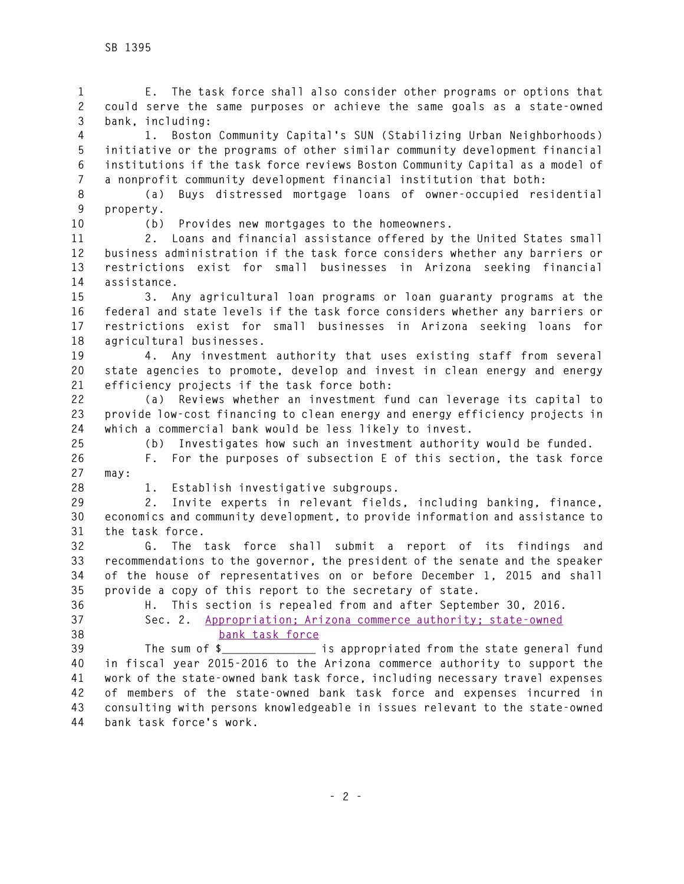E. The task force shall also consider other programs or options that could serve the same purposes or achieve the same goals as a state-owned bank, including:

1. Boston Community Capital's SUN (Stabilizing Urban Neighborhoods) initiative or the programs of other similar community development financial institutions if the task force reviews Boston Community Capital as a model of a nonprofit community development financial institution that both:

(a) Buys distressed mortgage loans of owner-occupied residential property.

(b) Provides new mortgages to the homeowners.

2. Loans and financial assistance offered by the United States small business administration if the task force considers whether any barriers or restrictions exist for small businesses in Arizona seeking financial assistance.

3. Any agricultural loan programs or loan guaranty programs at the federal and state levels if the task force considers whether any barriers or restrictions exist for small businesses in Arizona seeking loans for agricultural businesses.

4. Any investment authority that uses existing staff from several state agencies to promote, develop and invest in clean energy and energy efficiency projects if the task force both:

(a) Reviews whether an investment fund can leverage its capital to provide low-cost financing to clean energy and energy efficiency projects in which a commercial bank would be less likely to invest.

(b) Investigates how such an investment authority would be funded.

F. For the purposes of subsection E of this section, the task force may:

1. Establish investigative subgroups.

2. Invite experts in relevant fields, including banking, finance, economics and community development, to provide information and assistance to the task force.

G. The task force shall submit a report of its findings and recommendations to the governor, the president of the senate and the speaker of the house of representatives on or before December 1, 2015 and shall provide a copy of this report to the secretary of state.

H. This section is repealed from and after September 30, 2016.

Sec. 2. Appropriation; Arizona commerce authority; state-owned bank task force

The sum of $______________ is appropriated from the state general fund in fiscal year 2015-2016 to the Arizona commerce authority to support the work of the state-owned bank task force, including necessary travel expenses of members of the state-owned bank task force and expenses incurred in consulting with persons knowledgeable in issues relevant to the state-owned bank task force's work.